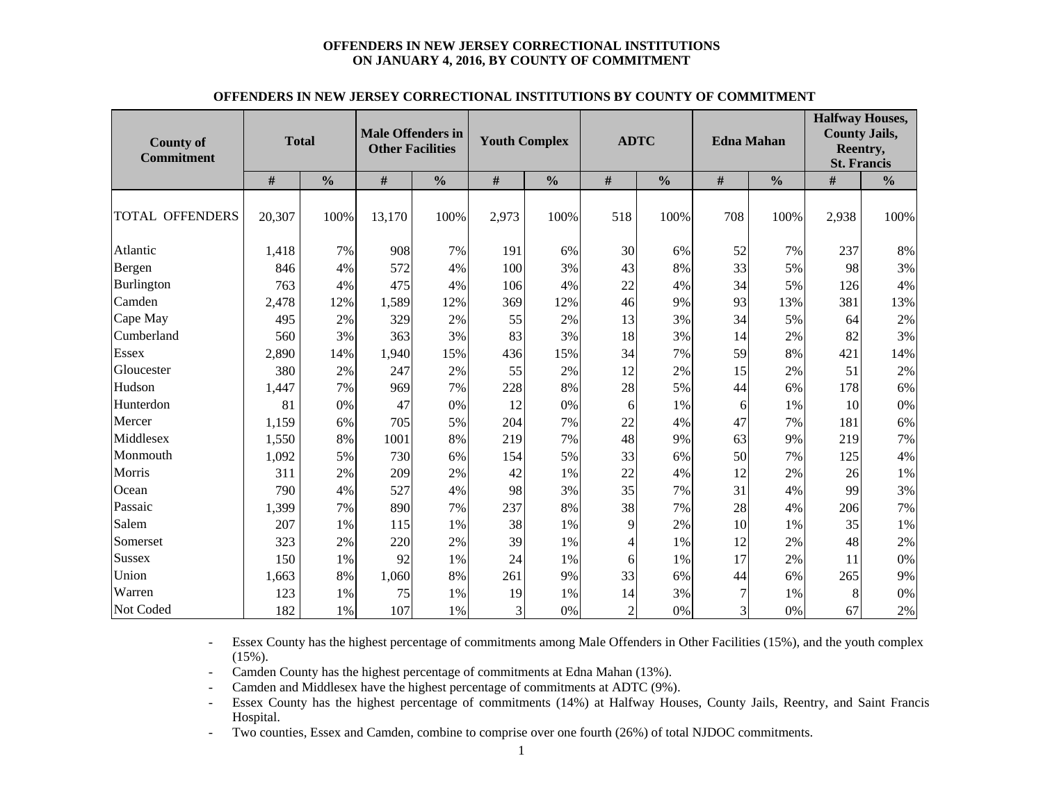# OFFENDERS IN NEW JERSEY CORRECTIONAL INSTITUTIONS ON JANUARY 4, 2016, BY COUNTY OF COMMITMENT

## OFFENDERS IN NEW JERSEY CORRECTIONAL INSTITUTIONS BY COUNTY OF COMMITMENT

| County of Commitment | Total | | Male Offenders in Other Facilities | | Youth Complex | | ADTC | | Edna Mahan | | Halfway Houses, County Jails, Reentry, St. Francis | |
|---|---|---|---|---|---|---|---|---|---|---|---|---|
| | # | % | # | % | # | % | # | % | # | % | # | % |
| TOTAL OFFENDERS | 20,307 | 100% | 13,170 | 100% | 2,973 | 100% | 518 | 100% | 708 | 100% | 2,938 | 100% |
| Atlantic | 1,418 | 7% | 908 | 7% | 191 | 6% | 30 | 6% | 52 | 7% | 237 | 8% |
| Bergen | 846 | 4% | 572 | 4% | 100 | 3% | 43 | 8% | 33 | 5% | 98 | 3% |
| Burlington | 763 | 4% | 475 | 4% | 106 | 4% | 22 | 4% | 34 | 5% | 126 | 4% |
| Camden | 2,478 | 12% | 1,589 | 12% | 369 | 12% | 46 | 9% | 93 | 13% | 381 | 13% |
| Cape May | 495 | 2% | 329 | 2% | 55 | 2% | 13 | 3% | 34 | 5% | 64 | 2% |
| Cumberland | 560 | 3% | 363 | 3% | 83 | 3% | 18 | 3% | 14 | 2% | 82 | 3% |
| Essex | 2,890 | 14% | 1,940 | 15% | 436 | 15% | 34 | 7% | 59 | 8% | 421 | 14% |
| Gloucester | 380 | 2% | 247 | 2% | 55 | 2% | 12 | 2% | 15 | 2% | 51 | 2% |
| Hudson | 1,447 | 7% | 969 | 7% | 228 | 8% | 28 | 5% | 44 | 6% | 178 | 6% |
| Hunterdon | 81 | 0% | 47 | 0% | 12 | 0% | 6 | 1% | 6 | 1% | 10 | 0% |
| Mercer | 1,159 | 6% | 705 | 5% | 204 | 7% | 22 | 4% | 47 | 7% | 181 | 6% |
| Middlesex | 1,550 | 8% | 1001 | 8% | 219 | 7% | 48 | 9% | 63 | 9% | 219 | 7% |
| Monmouth | 1,092 | 5% | 730 | 6% | 154 | 5% | 33 | 6% | 50 | 7% | 125 | 4% |
| Morris | 311 | 2% | 209 | 2% | 42 | 1% | 22 | 4% | 12 | 2% | 26 | 1% |
| Ocean | 790 | 4% | 527 | 4% | 98 | 3% | 35 | 7% | 31 | 4% | 99 | 3% |
| Passaic | 1,399 | 7% | 890 | 7% | 237 | 8% | 38 | 7% | 28 | 4% | 206 | 7% |
| Salem | 207 | 1% | 115 | 1% | 38 | 1% | 9 | 2% | 10 | 1% | 35 | 1% |
| Somerset | 323 | 2% | 220 | 2% | 39 | 1% | 4 | 1% | 12 | 2% | 48 | 2% |
| Sussex | 150 | 1% | 92 | 1% | 24 | 1% | 6 | 1% | 17 | 2% | 11 | 0% |
| Union | 1,663 | 8% | 1,060 | 8% | 261 | 9% | 33 | 6% | 44 | 6% | 265 | 9% |
| Warren | 123 | 1% | 75 | 1% | 19 | 1% | 14 | 3% | 7 | 1% | 8 | 0% |
| Not Coded | 182 | 1% | 107 | 1% | 3 | 0% | 2 | 0% | 3 | 0% | 67 | 2% |

- Essex County has the highest percentage of commitments among Male Offenders in Other Facilities (15%), and the youth complex (15%).
- Camden County has the highest percentage of commitments at Edna Mahan (13%).
- Camden and Middlesex have the highest percentage of commitments at ADTC (9%).
- Essex County has the highest percentage of commitments (14%) at Halfway Houses, County Jails, Reentry, and Saint Francis Hospital.
- Two counties, Essex and Camden, combine to comprise over one fourth (26%) of total NJDOC commitments.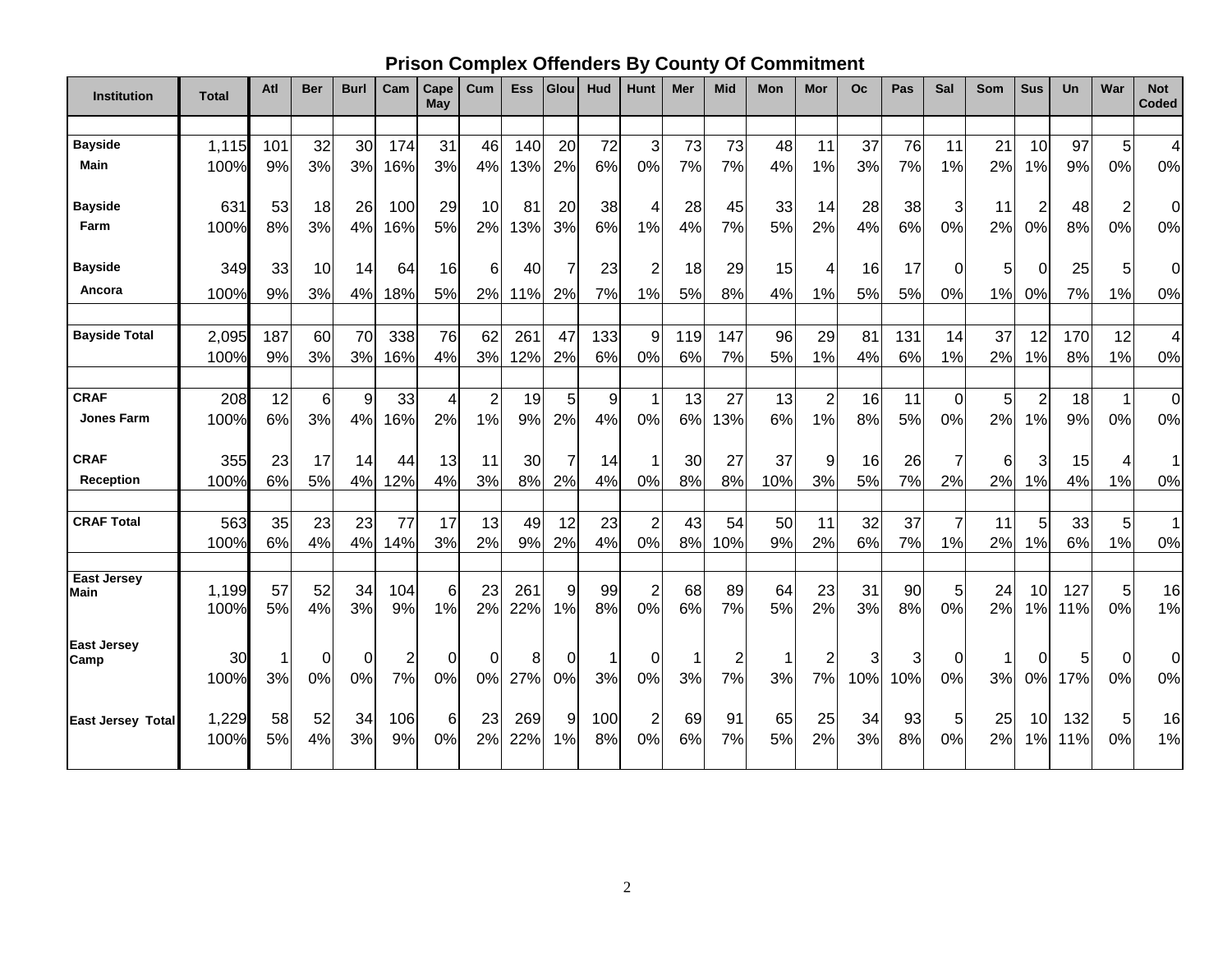# Prison Complex Offenders By County Of Commitment

| Institution | Total | Atl | Ber | Burl | Cam | Cape May | Cum | Ess | Glou | Hud | Hunt | Mer | Mid | Mon | Mor | Oc | Pas | Sal | Som | Sus | Un | War | Not Coded |
|---|---|---|---|---|---|---|---|---|---|---|---|---|---|---|---|---|---|---|---|---|---|---|---|
| Bayside Main | 1,115 | 101 | 32 | 30 | 174 | 31 | 46 | 140 | 20 | 72 | 3 | 73 | 73 | 48 | 11 | 37 | 76 | 11 | 21 | 10 | 97 | 5 | 4 |
| | 100% | 9% | 3% | 3% | 16% | 3% | 4% | 13% | 2% | 6% | 0% | 7% | 7% | 4% | 1% | 3% | 7% | 1% | 2% | 1% | 9% | 0% | 0% |
| Bayside Farm | 631 | 53 | 18 | 26 | 100 | 29 | 10 | 81 | 20 | 38 | 4 | 28 | 45 | 33 | 14 | 28 | 38 | 3 | 11 | 2 | 48 | 2 | 0 |
| | 100% | 8% | 3% | 4% | 16% | 5% | 2% | 13% | 3% | 6% | 1% | 4% | 7% | 5% | 2% | 4% | 6% | 0% | 2% | 0% | 8% | 0% | 0% |
| Bayside Ancora | 349 | 33 | 10 | 14 | 64 | 16 | 6 | 40 | 7 | 23 | 2 | 18 | 29 | 15 | 4 | 16 | 17 | 0 | 5 | 0 | 25 | 5 | 0 |
| | 100% | 9% | 3% | 4% | 18% | 5% | 2% | 11% | 2% | 7% | 1% | 5% | 8% | 4% | 1% | 5% | 5% | 0% | 1% | 0% | 7% | 1% | 0% |
| Bayside Total | 2,095 | 187 | 60 | 70 | 338 | 76 | 62 | 261 | 47 | 133 | 9 | 119 | 147 | 96 | 29 | 81 | 131 | 14 | 37 | 12 | 170 | 12 | 4 |
| | 100% | 9% | 3% | 3% | 16% | 4% | 3% | 12% | 2% | 6% | 0% | 6% | 7% | 5% | 1% | 4% | 6% | 1% | 2% | 1% | 8% | 1% | 0% |
| CRAF Jones Farm | 208 | 12 | 6 | 9 | 33 | 4 | 2 | 19 | 5 | 9 | 1 | 13 | 27 | 13 | 2 | 16 | 11 | 0 | 5 | 2 | 18 | 1 | 0 |
| | 100% | 6% | 3% | 4% | 16% | 2% | 1% | 9% | 2% | 4% | 0% | 6% | 13% | 6% | 1% | 8% | 5% | 0% | 2% | 1% | 9% | 0% | 0% |
| CRAF Reception | 355 | 23 | 17 | 14 | 44 | 13 | 11 | 30 | 7 | 14 | 1 | 30 | 27 | 37 | 9 | 16 | 26 | 7 | 6 | 3 | 15 | 4 | 1 |
| | 100% | 6% | 5% | 4% | 12% | 4% | 3% | 8% | 2% | 4% | 0% | 8% | 8% | 10% | 3% | 5% | 7% | 2% | 2% | 1% | 4% | 1% | 0% |
| CRAF Total | 563 | 35 | 23 | 23 | 77 | 17 | 13 | 49 | 12 | 23 | 2 | 43 | 54 | 50 | 11 | 32 | 37 | 7 | 11 | 5 | 33 | 5 | 1 |
| | 100% | 6% | 4% | 4% | 14% | 3% | 2% | 9% | 2% | 4% | 0% | 8% | 10% | 9% | 2% | 6% | 7% | 1% | 2% | 1% | 6% | 1% | 0% |
| East Jersey Main | 1,199 | 57 | 52 | 34 | 104 | 6 | 23 | 261 | 9 | 99 | 2 | 68 | 89 | 64 | 23 | 31 | 90 | 5 | 24 | 10 | 127 | 5 | 16 |
| | 100% | 5% | 4% | 3% | 9% | 1% | 2% | 22% | 1% | 8% | 0% | 6% | 7% | 5% | 2% | 3% | 8% | 0% | 2% | 1% | 11% | 0% | 1% |
| East Jersey Camp | 30 | 1 | 0 | 0 | 2 | 0 | 0 | 8 | 0 | 1 | 0 | 1 | 2 | 1 | 2 | 3 | 3 | 0 | 1 | 0 | 5 | 0 | 0 |
| | 100% | 3% | 0% | 0% | 7% | 0% | 0% | 27% | 0% | 3% | 0% | 3% | 7% | 3% | 7% | 10% | 10% | 0% | 3% | 0% | 17% | 0% | 0% |
| East Jersey Total | 1,229 | 58 | 52 | 34 | 106 | 6 | 23 | 269 | 9 | 100 | 2 | 69 | 91 | 65 | 25 | 34 | 93 | 5 | 25 | 10 | 132 | 5 | 16 |
| | 100% | 5% | 4% | 3% | 9% | 0% | 2% | 22% | 1% | 8% | 0% | 6% | 7% | 5% | 2% | 3% | 8% | 0% | 2% | 1% | 11% | 0% | 1% |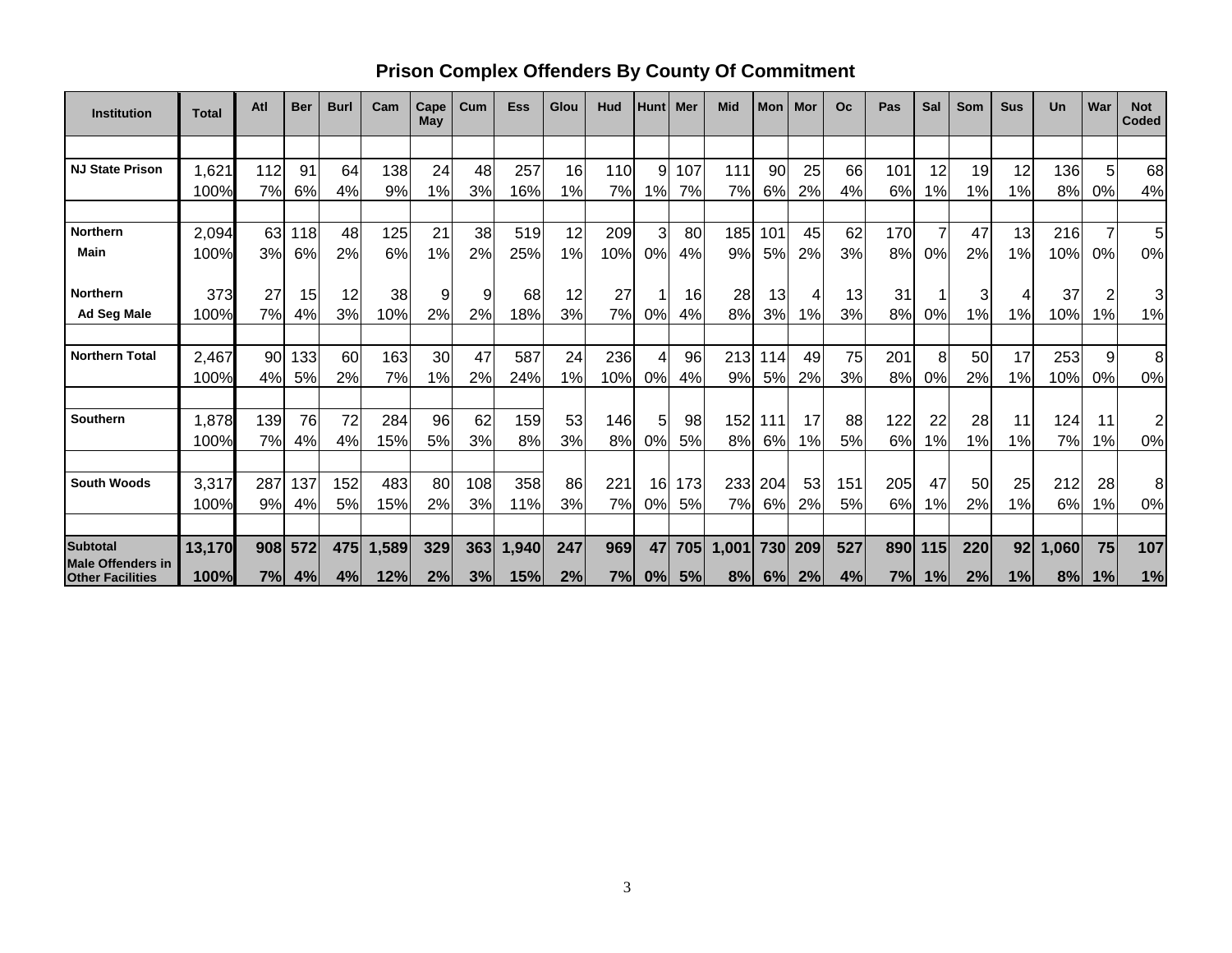## Prison Complex Offenders By County Of Commitment

| Institution | Total | Atl | Ber | Burl | Cam | Cape May | Cum | Ess | Glou | Hud | Hunt | Mer | Mid | Mon | Mor | Oc | Pas | Sal | Som | Sus | Un | War | Not Coded |
|---|---|---|---|---|---|---|---|---|---|---|---|---|---|---|---|---|---|---|---|---|---|---|---|
| NJ State Prison | 1,621 | 112 | 91 | 64 | 138 | 24 | 48 | 257 | 16 | 110 | 9 | 107 | 111 | 90 | 25 | 66 | 101 | 12 | 19 | 12 | 136 | 5 | 68 |
| | 100% | 7% | 6% | 4% | 9% | 1% | 3% | 16% | 1% | 7% | 1% | 7% | 7% | 6% | 2% | 4% | 6% | 1% | 1% | 1% | 8% | 0% | 4% |
| Northern Main | 2,094 | 63 | 118 | 48 | 125 | 21 | 38 | 519 | 12 | 209 | 3 | 80 | 185 | 101 | 45 | 62 | 170 | 7 | 47 | 13 | 216 | 7 | 5 |
| | 100% | 3% | 6% | 2% | 6% | 1% | 2% | 25% | 1% | 10% | 0% | 4% | 9% | 5% | 2% | 3% | 8% | 0% | 2% | 1% | 10% | 0% | 0% |
| Northern Ad Seg Male | 373 | 27 | 15 | 12 | 38 | 9 | 9 | 68 | 12 | 27 | 1 | 16 | 28 | 13 | 4 | 13 | 31 | 1 | 3 | 4 | 37 | 2 | 3 |
| | 100% | 7% | 4% | 3% | 10% | 2% | 2% | 18% | 3% | 7% | 0% | 4% | 8% | 3% | 1% | 3% | 8% | 0% | 1% | 1% | 10% | 1% | 1% |
| Northern Total | 2,467 | 90 | 133 | 60 | 163 | 30 | 47 | 587 | 24 | 236 | 4 | 96 | 213 | 114 | 49 | 75 | 201 | 8 | 50 | 17 | 253 | 9 | 8 |
| | 100% | 4% | 5% | 2% | 7% | 1% | 2% | 24% | 1% | 10% | 0% | 4% | 9% | 5% | 2% | 3% | 8% | 0% | 2% | 1% | 10% | 0% | 0% |
| Southern | 1,878 | 139 | 76 | 72 | 284 | 96 | 62 | 159 | 53 | 146 | 5 | 98 | 152 | 111 | 17 | 88 | 122 | 22 | 28 | 11 | 124 | 11 | 2 |
| | 100% | 7% | 4% | 4% | 15% | 5% | 3% | 8% | 3% | 8% | 0% | 5% | 8% | 6% | 1% | 5% | 6% | 1% | 1% | 1% | 7% | 1% | 0% |
| South Woods | 3,317 | 287 | 137 | 152 | 483 | 80 | 108 | 358 | 86 | 221 | 16 | 173 | 233 | 204 | 53 | 151 | 205 | 47 | 50 | 25 | 212 | 28 | 8 |
| | 100% | 9% | 4% | 5% | 15% | 2% | 3% | 11% | 3% | 7% | 0% | 5% | 7% | 6% | 2% | 5% | 6% | 1% | 2% | 1% | 6% | 1% | 0% |
| **Subtotal Male Offenders in Other Facilities** | **13,170** | **908** | **572** | **475** | **1,589** | **329** | **363** | **1,940** | **247** | **969** | **47** | **705** | **1,001** | **730** | **209** | **527** | **890** | **115** | **220** | **92** | **1,060** | **75** | **107** |
| | **100%** | **7%** | **4%** | **4%** | **12%** | **2%** | **3%** | **15%** | **2%** | **7%** | **0%** | **5%** | **8%** | **6%** | **2%** | **4%** | **7%** | **1%** | **2%** | **1%** | **8%** | **1%** | **1%** |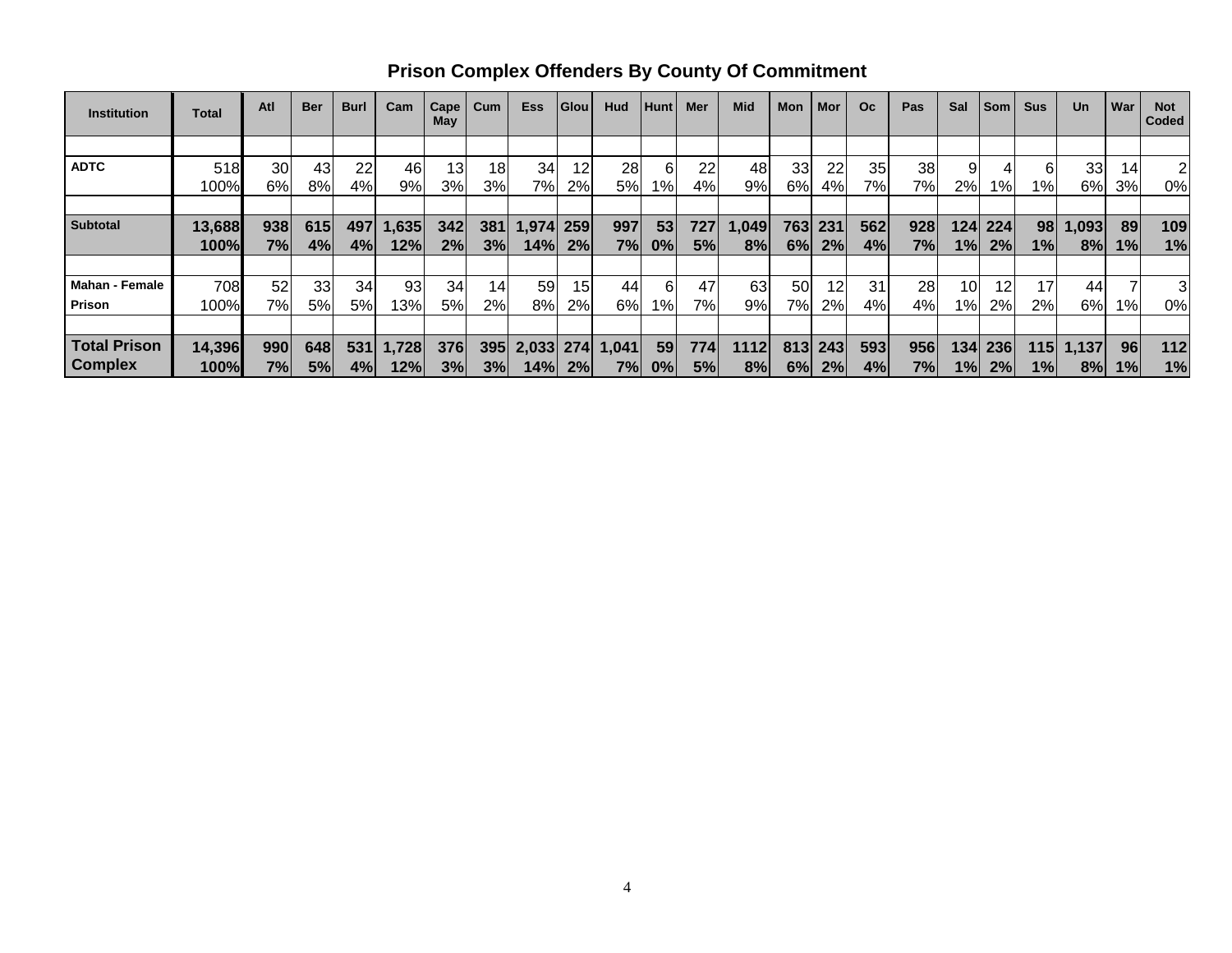## Prison Complex Offenders By County Of Commitment

| Institution | Total | Atl | Ber | Burl | Cam | Cape May | Cum | Ess | Glou | Hud | Hunt | Mer | Mid | Mon | Mor | Oc | Pas | Sal | Som | Sus | Un | War | Not Coded |
|---|---|---|---|---|---|---|---|---|---|---|---|---|---|---|---|---|---|---|---|---|---|---|---|
| ADTC | 518<br>100% | 30<br>6% | 43<br>8% | 22<br>4% | 46<br>9% | 13<br>3% | 18<br>3% | 34<br>7% | 12<br>2% | 28<br>5% | 6<br>1% | 22<br>4% | 48<br>9% | 33<br>6% | 22<br>4% | 35<br>7% | 38<br>7% | 9<br>2% | 4<br>1% | 6<br>1% | 33<br>6% | 14<br>3% | 2<br>0% |
| **Subtotal** | **13,688<br>100%** | **938<br>7%** | **615<br>4%** | **497<br>4%** | **1,635<br>12%** | **342<br>2%** | **381<br>3%** | **1,974<br>14%** | **259<br>2%** | **997<br>7%** | **53<br>0%** | **727<br>5%** | **1,049<br>8%** | **763<br>6%** | **231<br>2%** | **562<br>4%** | **928<br>7%** | **124<br>1%** | **224<br>2%** | **98<br>1%** | **1,093<br>8%** | **89<br>1%** | **109<br>1%** |
| Mahan - Female Prison | 708<br>100% | 52<br>7% | 33<br>5% | 34<br>5% | 93<br>13% | 34<br>5% | 14<br>2% | 59<br>8% | 15<br>2% | 44<br>6% | 6<br>1% | 47<br>7% | 63<br>9% | 50<br>7% | 12<br>2% | 31<br>4% | 28<br>4% | 10<br>1% | 12<br>2% | 17<br>2% | 44<br>6% | 7<br>1% | 3<br>0% |
| **Total Prison Complex** | **14,396<br>100%** | **990<br>7%** | **648<br>5%** | **531<br>4%** | **1,728<br>12%** | **376<br>3%** | **395<br>3%** | **2,033<br>14%** | **274<br>2%** | **1,041<br>7%** | **59<br>0%** | **774<br>5%** | **1112<br>8%** | **813<br>6%** | **243<br>2%** | **593<br>4%** | **956<br>7%** | **134<br>1%** | **236<br>2%** | **115<br>1%** | **1,137<br>8%** | **96<br>1%** | **112<br>1%** |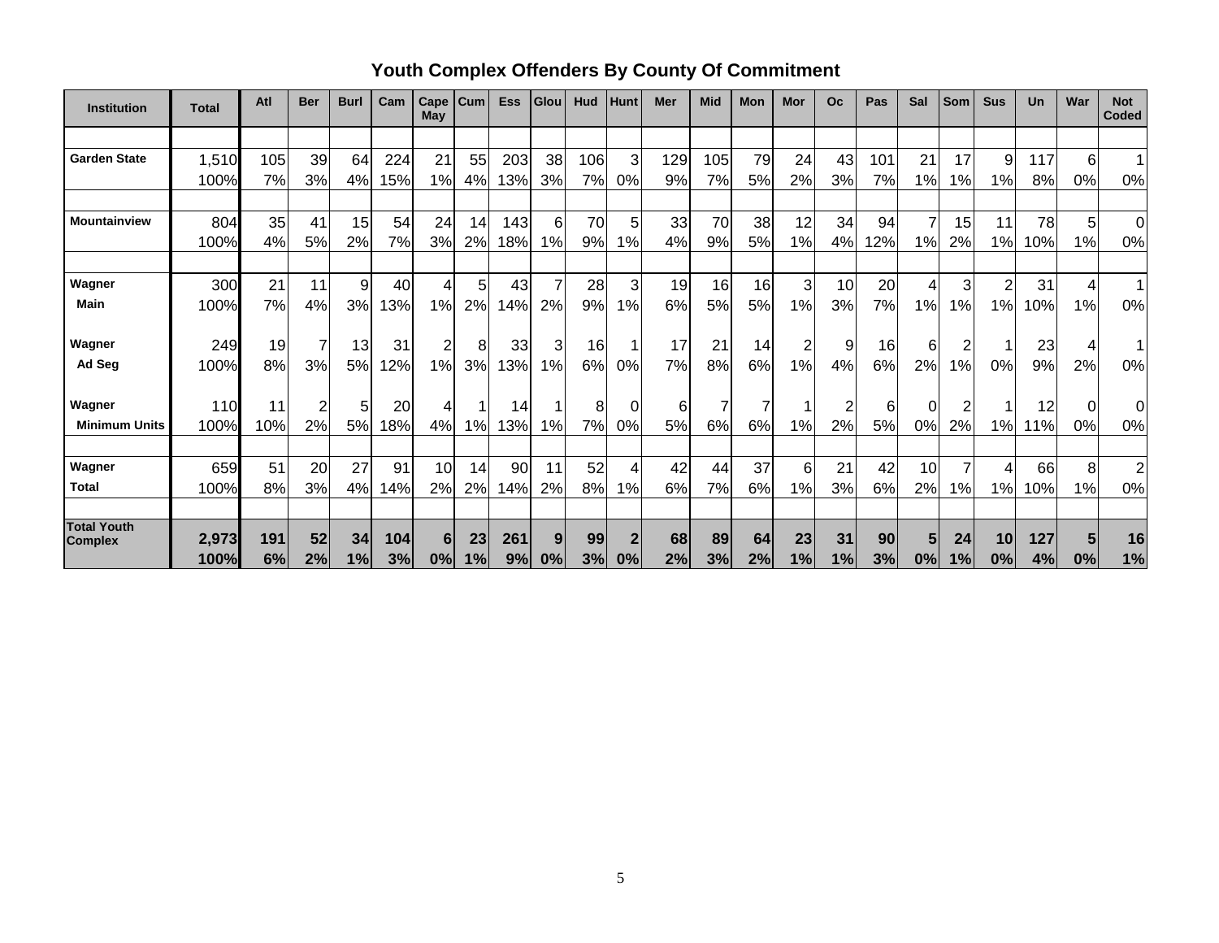# Youth Complex Offenders By County Of Commitment

| Institution | Total | Atl | Ber | Burl | Cam | Cape May | Cum | Ess | Glou | Hud | Hunt | Mer | Mid | Mon | Mor | Oc | Pas | Sal | Som | Sus | Un | War | Not Coded |
|---|---|---|---|---|---|---|---|---|---|---|---|---|---|---|---|---|---|---|---|---|---|---|---|
| Garden State | 1,510 | 105 | 39 | 64 | 224 | 21 | 55 | 203 | 38 | 106 | 3 | 129 | 105 | 79 | 24 | 43 | 101 | 21 | 17 | 9 | 117 | 6 | 1 |
| | 100% | 7% | 3% | 4% | 15% | 1% | 4% | 13% | 3% | 7% | 0% | 9% | 7% | 5% | 2% | 3% | 7% | 1% | 1% | 1% | 8% | 0% | 0% |
| Mountainview | 804 | 35 | 41 | 15 | 54 | 24 | 14 | 143 | 6 | 70 | 5 | 33 | 70 | 38 | 12 | 34 | 94 | 7 | 15 | 11 | 78 | 5 | 0 |
| | 100% | 4% | 5% | 2% | 7% | 3% | 2% | 18% | 1% | 9% | 1% | 4% | 9% | 5% | 1% | 4% | 12% | 1% | 2% | 1% | 10% | 1% | 0% |
| Wagner Main | 300 | 21 | 11 | 9 | 40 | 4 | 5 | 43 | 7 | 28 | 3 | 19 | 16 | 16 | 3 | 10 | 20 | 4 | 3 | 2 | 31 | 4 | 1 |
| | 100% | 7% | 4% | 3% | 13% | 1% | 2% | 14% | 2% | 9% | 1% | 6% | 5% | 5% | 1% | 3% | 7% | 1% | 1% | 1% | 10% | 1% | 0% |
| Wagner Ad Seg | 249 | 19 | 7 | 13 | 31 | 2 | 8 | 33 | 3 | 16 | 1 | 17 | 21 | 14 | 2 | 9 | 16 | 6 | 2 | 1 | 23 | 4 | 1 |
| | 100% | 8% | 3% | 5% | 12% | 1% | 3% | 13% | 1% | 6% | 0% | 7% | 8% | 6% | 1% | 4% | 6% | 2% | 1% | 0% | 9% | 2% | 0% |
| Wagner Minimum Units | 110 | 11 | 2 | 5 | 20 | 4 | 1 | 14 | 1 | 8 | 0 | 6 | 7 | 7 | 1 | 2 | 6 | 0 | 2 | 1 | 12 | 0 | 0 |
| | 100% | 10% | 2% | 5% | 18% | 4% | 1% | 13% | 1% | 7% | 0% | 5% | 6% | 6% | 1% | 2% | 5% | 0% | 2% | 1% | 11% | 0% | 0% |
| Wagner Total | 659 | 51 | 20 | 27 | 91 | 10 | 14 | 90 | 11 | 52 | 4 | 42 | 44 | 37 | 6 | 21 | 42 | 10 | 7 | 4 | 66 | 8 | 2 |
| | 100% | 8% | 3% | 4% | 14% | 2% | 2% | 14% | 2% | 8% | 1% | 6% | 7% | 6% | 1% | 3% | 6% | 2% | 1% | 1% | 10% | 1% | 0% |
| **Total Youth Complex** | **2,973** | **191** | **52** | **34** | **104** | **6** | **23** | **261** | **9** | **99** | **2** | **68** | **89** | **64** | **23** | **31** | **90** | **5** | **24** | **10** | **127** | **5** | **16** |
| | **100%** | **6%** | **2%** | **1%** | **3%** | **0%** | **1%** | **9%** | **0%** | **3%** | **0%** | **2%** | **3%** | **2%** | **1%** | **1%** | **3%** | **0%** | **1%** | **0%** | **4%** | **0%** | **1%** |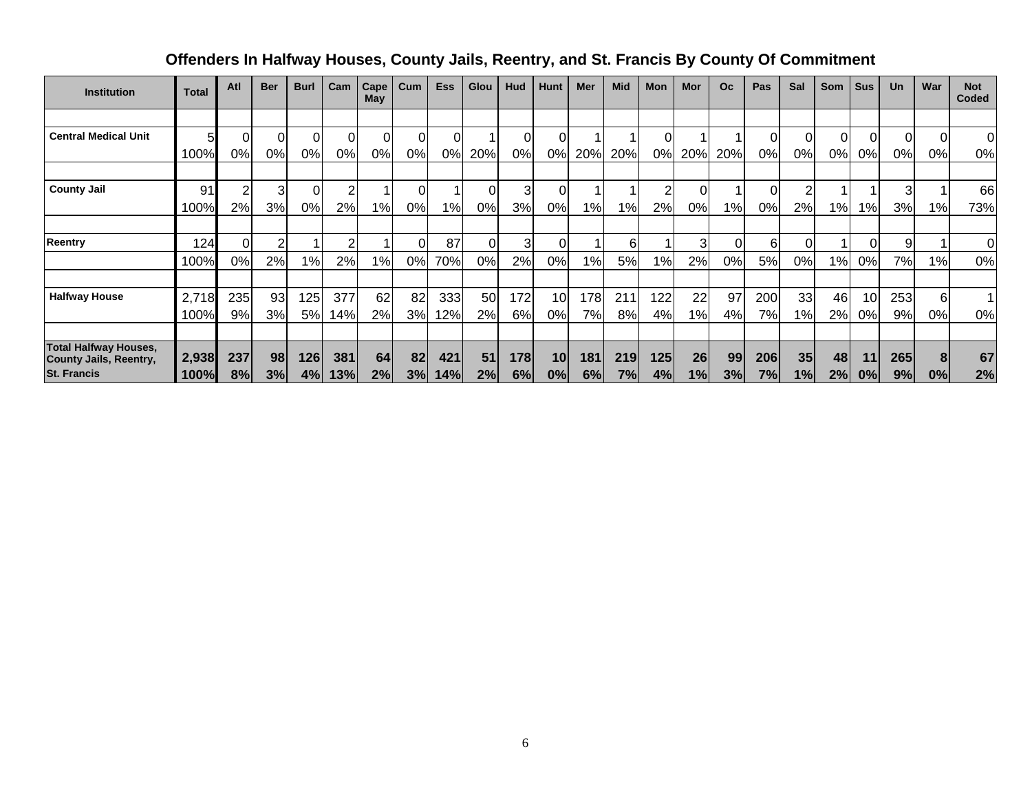## Offenders In Halfway Houses, County Jails, Reentry, and St. Francis By County Of Commitment

| Institution | Total | Atl | Ber | Burl | Cam | Cape May | Cum | Ess | Glou | Hud | Hunt | Mer | Mid | Mon | Mor | Oc | Pas | Sal | Som | Sus | Un | War | Not Coded |
|---|---|---|---|---|---|---|---|---|---|---|---|---|---|---|---|---|---|---|---|---|---|---|---|
| Central Medical Unit | 5 | 0 | 0 | 0 | 0 | 0 | 0 | 0 | 1 | 0 | 0 | 1 | 1 | 0 | 1 | 1 | 0 | 0 | 0 | 0 | 0 | 0 | 0 |
| | 100% | 0% | 0% | 0% | 0% | 0% | 0% | 0% | 20% | 0% | 0% | 20% | 20% | 0% | 20% | 20% | 0% | 0% | 0% | 0% | 0% | 0% | 0% |
| County Jail | 91 | 2 | 3 | 0 | 2 | 1 | 0 | 1 | 0 | 3 | 0 | 1 | 1 | 2 | 0 | 1 | 0 | 2 | 1 | 1 | 3 | 1 | 66 |
| | 100% | 2% | 3% | 0% | 2% | 1% | 0% | 1% | 0% | 3% | 0% | 1% | 1% | 2% | 0% | 1% | 0% | 2% | 1% | 1% | 3% | 1% | 73% |
| Reentry | 124 | 0 | 2 | 1 | 2 | 1 | 0 | 87 | 0 | 3 | 0 | 1 | 6 | 1 | 3 | 0 | 6 | 0 | 1 | 0 | 9 | 1 | 0 |
| | 100% | 0% | 2% | 1% | 2% | 1% | 0% | 70% | 0% | 2% | 0% | 1% | 5% | 1% | 2% | 0% | 5% | 0% | 1% | 0% | 7% | 1% | 0% |
| Halfway House | 2,718 | 235 | 93 | 125 | 377 | 62 | 82 | 333 | 50 | 172 | 10 | 178 | 211 | 122 | 22 | 97 | 200 | 33 | 46 | 10 | 253 | 6 | 1 |
| | 100% | 9% | 3% | 5% | 14% | 2% | 3% | 12% | 2% | 6% | 0% | 7% | 8% | 4% | 1% | 4% | 7% | 1% | 2% | 0% | 9% | 0% | 0% |
| **Total Halfway Houses, County Jails, Reentry, St. Francis** | **2,938** | **237** | **98** | **126** | **381** | **64** | **82** | **421** | **51** | **178** | **10** | **181** | **219** | **125** | **26** | **99** | **206** | **35** | **48** | **11** | **265** | **8** | **67** |
| | **100%** | **8%** | **3%** | **4%** | **13%** | **2%** | **3%** | **14%** | **2%** | **6%** | **0%** | **6%** | **7%** | **4%** | **1%** | **3%** | **7%** | **1%** | **2%** | **0%** | **9%** | **0%** | **2%** |